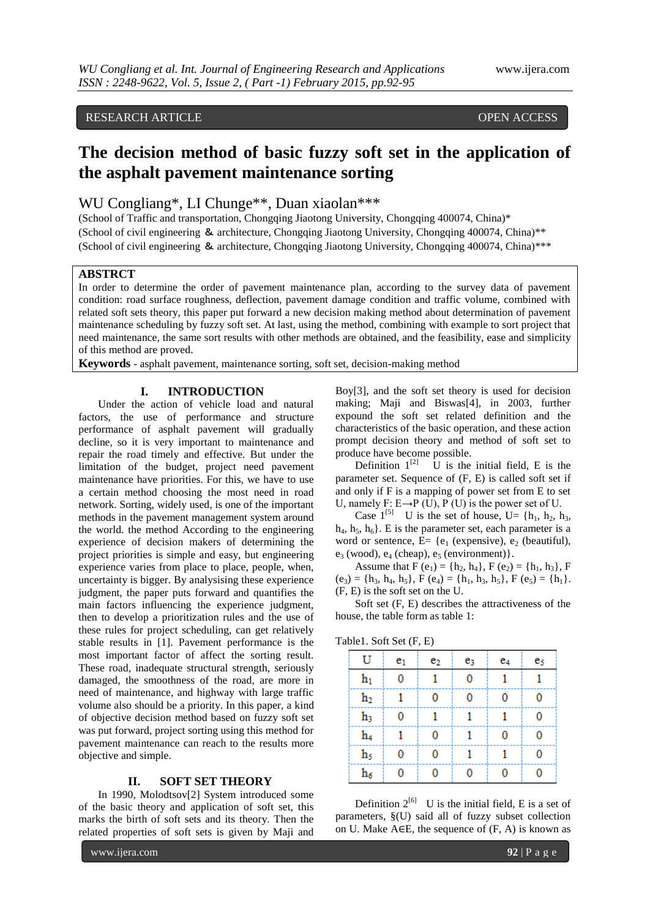RESEARCH ARTICLE OPEN ACCESS

# The decision method of basic fuzzy soft set in the application of the asphalt pavement maintenance sorting

WU Congliang*, LI Chunge**, Duan xiaolan***

(School of Traffic and transportation, Chongqing Jiaotong University, Chongqing 400074, China)*
(School of civil engineering ＆ architecture, Chongqing Jiaotong University, Chongqing 400074, China)**
(School of civil engineering ＆ architecture, Chongqing Jiaotong University, Chongqing 400074, China)***

## ABSTRCT

In order to determine the order of pavement maintenance plan, according to the survey data of pavement condition: road surface roughness, deflection, pavement damage condition and traffic volume, combined with related soft sets theory, this paper put forward a new decision making method about determination of pavement maintenance scheduling by fuzzy soft set. At last, using the method, combining with example to sort project that need maintenance, the same sort results with other methods are obtained, and the feasibility, ease and simplicity of this method are proved.

**Keywords** - asphalt pavement, maintenance sorting, soft set, decision-making method

## I. INTRODUCTION

Under the action of vehicle load and natural factors, the use of performance and structure performance of asphalt pavement will gradually decline, so it is very important to maintenance and repair the road timely and effective. But under the limitation of the budget, project need pavement maintenance have priorities. For this, we have to use a certain method choosing the most need in road network. Sorting, widely used, is one of the important methods in the pavement management system around the world. the method According to the engineering experience of decision makers of determining the project priorities is simple and easy, but engineering experience varies from place to place, people, when, uncertainty is bigger. By analysising these experience judgment, the paper puts forward and quantifies the main factors influencing the experience judgment, then to develop a prioritization rules and the use of these rules for project scheduling, can get relatively stable results in [1]. Pavement performance is the most important factor of affect the sorting result. These road, inadequate structural strength, seriously damaged, the smoothness of the road, are more in need of maintenance, and highway with large traffic volume also should be a priority. In this paper, a kind of objective decision method based on fuzzy soft set was put forward, project sorting using this method for pavement maintenance can reach to the results more objective and simple.

## II. SOFT SET THEORY

In 1990, Molodtsov[2] System introduced some of the basic theory and application of soft set, this marks the birth of soft sets and its theory. Then the related properties of soft sets is given by Maji and Boy[3], and the soft set theory is used for decision making; Maji and Biswas[4], in 2003, further expound the soft set related definition and the characteristics of the basic operation, and these action prompt decision theory and method of soft set to produce have become possible.

Definition 1[2] U is the initial field, E is the parameter set. Sequence of (F, E) is called soft set if and only if F is a mapping of power set from E to set U, namely F: E→P (U), P (U) is the power set of U.

Case 1[5] U is the set of house, U= {$h_1$, $h_2$, $h_3$, $h_4$, $h_5$, $h_6$}. E is the parameter set, each parameter is a word or sentence, E= {$e_1$ (expensive), $e_2$ (beautiful), $e_3$ (wood), $e_4$ (cheap), $e_5$ (environment)}.

Assume that F ($e_1$) = {$h_2$, $h_4$}, F ($e_2$) = {$h_1$, $h_3$}, F ($e_3$) = {$h_3$, $h_4$, $h_5$}, F ($e_4$) = {$h_1$, $h_3$, $h_5$}, F ($e_5$) = {$h_1$}. (F, E) is the soft set on the U.

Soft set (F, E) describes the attractiveness of the house, the table form as table 1:

Table1. Soft Set (F, E)

| U | $e_1$ | $e_2$ | $e_3$ | $e_4$ | $e_5$ |
|---|---|---|---|---|---|
| $h_1$ | 0 | 1 | 0 | 1 | 1 |
| $h_2$ | 1 | 0 | 0 | 0 | 0 |
| $h_3$ | 0 | 1 | 1 | 1 | 0 |
| $h_4$ | 1 | 0 | 1 | 0 | 0 |
| $h_5$ | 0 | 0 | 1 | 1 | 0 |
| $h_6$ | 0 | 0 | 0 | 0 | 0 |

Definition 2[6] U is the initial field, E is a set of parameters, §(U) said all of fuzzy subset collection on U. Make A∈E, the sequence of (F, A) is known as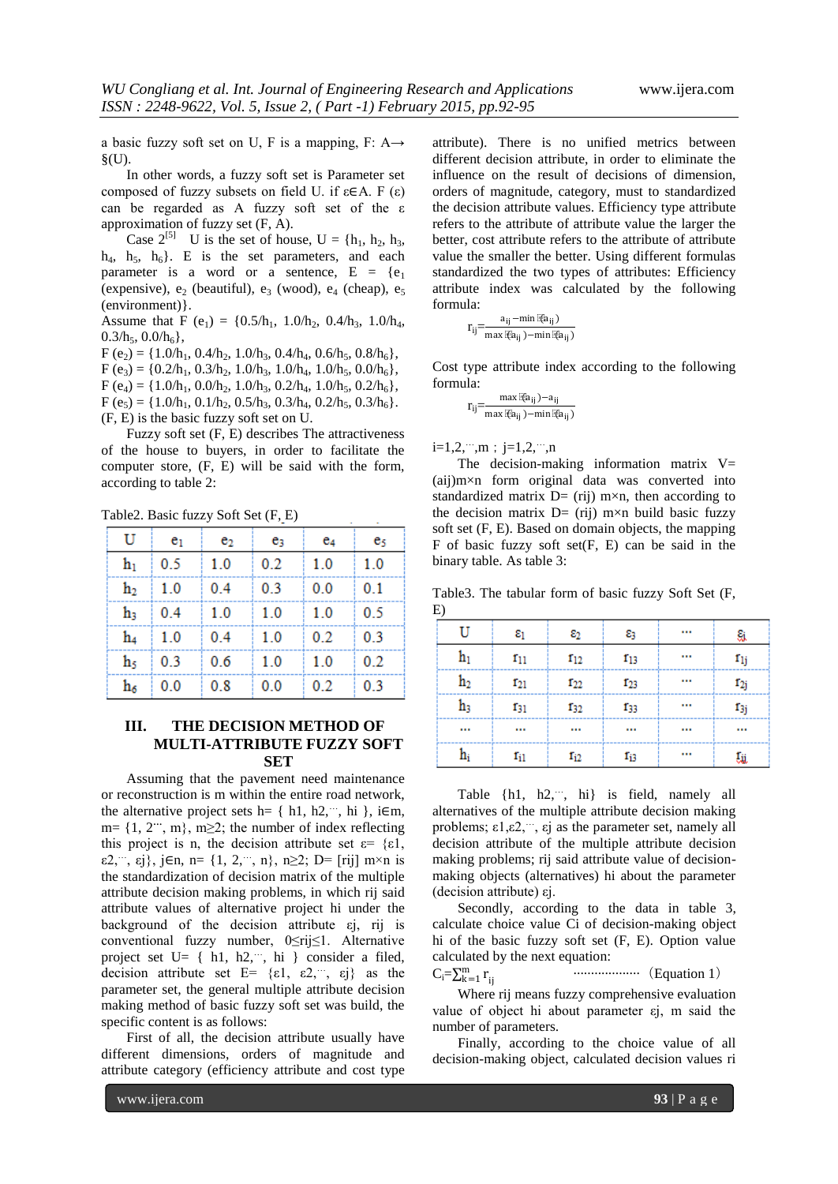a basic fuzzy soft set on U, F is a mapping, F: A→ §(U).

In other words, a fuzzy soft set is Parameter set composed of fuzzy subsets on field U. if ε∈A. F (ε) can be regarded as A fuzzy soft set of the ε approximation of fuzzy set (F, A).

Case 2[5] U is the set of house, U = {$h_1$, $h_2$, $h_3$, $h_4$, $h_5$, $h_6$}. E is the set parameters, and each parameter is a word or a sentence, E = {$e_1$ (expensive), $e_2$ (beautiful), $e_3$ (wood), $e_4$ (cheap), $e_5$ (environment)}.

Assume that F ($e_1$) = {0.5/$h_1$, 1.0/$h_2$, 0.4/$h_3$, 1.0/$h_4$, 0.3/$h_5$, 0.0/$h_6$},

F ($e_2$) = {1.0/$h_1$, 0.4/$h_2$, 1.0/$h_3$, 0.4/$h_4$, 0.6/$h_5$, 0.8/$h_6$},

F ($e_3$) = {0.2/$h_1$, 0.3/$h_2$, 1.0/$h_3$, 1.0/$h_4$, 1.0/$h_5$, 0.0/$h_6$},

F ($e_4$) = {1.0/$h_1$, 0.0/$h_2$, 1.0/$h_3$, 0.2/$h_4$, 1.0/$h_5$, 0.2/$h_6$},

F ($e_5$) = {1.0/$h_1$, 0.1/$h_2$, 0.5/$h_3$, 0.3/$h_4$, 0.2/$h_5$, 0.3/$h_6$}.

(F, E) is the basic fuzzy soft set on U.

Fuzzy soft set (F, E) describes The attractiveness of the house to buyers, in order to facilitate the computer store, (F, E) will be said with the form, according to table 2:

Table2. Basic fuzzy Soft Set (F, E)

| U | $e_1$ | $e_2$ | $e_3$ | $e_4$ | $e_5$ |
|---|---|---|---|---|---|
| $h_1$ | 0.5 | 1.0 | 0.2 | 1.0 | 1.0 |
| $h_2$ | 1.0 | 0.4 | 0.3 | 0.0 | 0.1 |
| $h_3$ | 0.4 | 1.0 | 1.0 | 1.0 | 0.5 |
| $h_4$ | 1.0 | 0.4 | 1.0 | 0.2 | 0.3 |
| $h_5$ | 0.3 | 0.6 | 1.0 | 1.0 | 0.2 |
| $h_6$ | 0.0 | 0.8 | 0.0 | 0.2 | 0.3 |

## III. THE DECISION METHOD OF MULTI-ATTRIBUTE FUZZY SOFT SET

Assuming that the pavement need maintenance or reconstruction is m within the entire road network, the alternative project sets h= { h1, h2,⋯, hi }, i∈m, m= {1, 2⋯, m}, m≥2; the number of index reflecting this project is n, the decision attribute set ε= {ε1, ε2,⋯, εj}, j∈n, n= {1, 2,⋯, n}, n≥2; D= [rij] m×n is the standardization of decision matrix of the multiple attribute decision making problems, in which rij said attribute values of alternative project hi under the background of the decision attribute εj, rij is conventional fuzzy number, 0≤rij≤1. Alternative project set U= { h1, h2,⋯, hi } consider a filed, decision attribute set E= {ε1, ε2,⋯, εj} as the parameter set, the general multiple attribute decision making method of basic fuzzy soft set was build, the specific content is as follows:

First of all, the decision attribute usually have different dimensions, orders of magnitude and attribute category (efficiency attribute and cost type attribute). There is no unified metrics between different decision attribute, in order to eliminate the influence on the result of decisions of dimension, orders of magnitude, category, must to standardized the decision attribute values. Efficiency type attribute refers to the attribute of attribute value the larger the better, cost attribute refers to the attribute of attribute value the smaller the better. Using different formulas standardized the two types of attributes: Efficiency attribute index was calculated by the following formula:

$$r_{ij}=\frac{a_{ij}-\min(a_{ij})}{\max(a_{ij})-\min(a_{ij})}$$

Cost type attribute index according to the following formula:

$$r_{ij}=\frac{\max(a_{ij})-a_{ij}}{\max(a_{ij})-\min(a_{ij})}$$

i=1,2,⋯,m ; j=1,2,⋯,n

The decision-making information matrix V= (aij)m×n form original data was converted into standardized matrix D= (rij) m×n, then according to the decision matrix D= (rij) m×n build basic fuzzy soft set (F, E). Based on domain objects, the mapping F of basic fuzzy soft set(F, E) can be said in the binary table. As table 3:

Table3. The tabular form of basic fuzzy Soft Set (F, E)

| U | $\varepsilon_1$ | $\varepsilon_2$ | $\varepsilon_3$ | ⋯ | $\varepsilon_j$ |
|---|---|---|---|---|---|
| $h_1$ | $r_{11}$ | $r_{12}$ | $r_{13}$ | ⋯ | $r_{1j}$ |
| $h_2$ | $r_{21}$ | $r_{22}$ | $r_{23}$ | ⋯ | $r_{2j}$ |
| $h_3$ | $r_{31}$ | $r_{32}$ | $r_{33}$ | ⋯ | $r_{3j}$ |
| ⋯ | ⋯ | ⋯ | ⋯ | ⋯ | ⋯ |
| $h_i$ | $r_{i1}$ | $r_{i2}$ | $r_{i3}$ | ⋯ | $r_{ij}$ |

Table {h1, h2,⋯, hi} is field, namely all alternatives of the multiple attribute decision making problems; ε1,ε2,⋯, εj as the parameter set, namely all decision attribute of the multiple attribute decision making problems; rij said attribute value of decision-making objects (alternatives) hi about the parameter (decision attribute) εj.

Secondly, according to the data in table 3, calculate choice value Ci of decision-making object hi of the basic fuzzy soft set (F, E). Option value calculated by the next equation:

$$C_i=\sum_{k=1}^{m} r_{ij} \quad \text{..................}\ (\text{Equation } 1)$$

Where rij means fuzzy comprehensive evaluation value of object hi about parameter εj, m said the number of parameters.

Finally, according to the choice value of all decision-making object, calculated decision values ri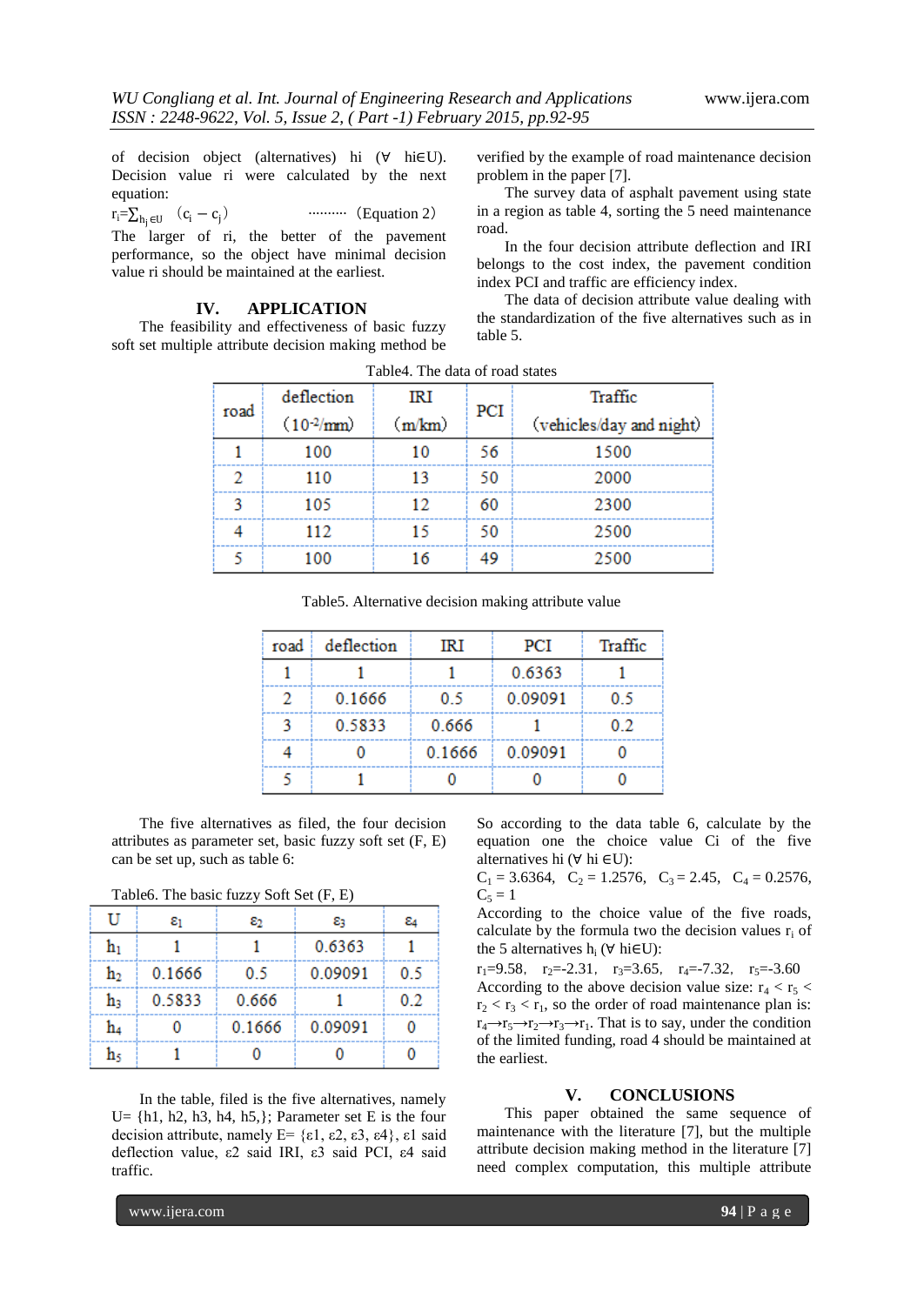of decision object (alternatives) hi (∀ hi∈U). Decision value ri were calculated by the next equation:

$r_i = \sum_{h_j \in U} (c_i - c_j)$ .......... (Equation 2)

The larger of ri, the better of the pavement performance, so the object have minimal decision value ri should be maintained at the earliest.

## IV. APPLICATION

The feasibility and effectiveness of basic fuzzy soft set multiple attribute decision making method be verified by the example of road maintenance decision problem in the paper [7].

The survey data of asphalt pavement using state in a region as table 4, sorting the 5 need maintenance road.

In the four decision attribute deflection and IRI belongs to the cost index, the pavement condition index PCI and traffic are efficiency index.

The data of decision attribute value dealing with the standardization of the five alternatives such as in table 5.

Table4. The data of road states

| road | deflection ($10^{-2}$/mm) | IRI (m/km) | PCI | Traffic (vehicles/day and night) |
|---|---|---|---|---|
| 1 | 100 | 10 | 56 | 1500 |
| 2 | 110 | 13 | 50 | 2000 |
| 3 | 105 | 12 | 60 | 2300 |
| 4 | 112 | 15 | 50 | 2500 |
| 5 | 100 | 16 | 49 | 2500 |

Table5. Alternative decision making attribute value

| road | deflection | IRI | PCI | Traffic |
|---|---|---|---|---|
| 1 | 1 | 1 | 0.6363 | 1 |
| 2 | 0.1666 | 0.5 | 0.09091 | 0.5 |
| 3 | 0.5833 | 0.666 | 1 | 0.2 |
| 4 | 0 | 0.1666 | 0.09091 | 0 |
| 5 | 1 | 0 | 0 | 0 |

The five alternatives as filed, the four decision attributes as parameter set, basic fuzzy soft set (F, E) can be set up, such as table 6:

Table6. The basic fuzzy Soft Set (F, E)

| U | $\varepsilon_1$ | $\varepsilon_2$ | $\varepsilon_3$ | $\varepsilon_4$ |
|---|---|---|---|---|
| $h_1$ | 1 | 1 | 0.6363 | 1 |
| $h_2$ | 0.1666 | 0.5 | 0.09091 | 0.5 |
| $h_3$ | 0.5833 | 0.666 | 1 | 0.2 |
| $h_4$ | 0 | 0.1666 | 0.09091 | 0 |
| $h_5$ | 1 | 0 | 0 | 0 |

In the table, filed is the five alternatives, namely U= {h1, h2, h3, h4, h5,}; Parameter set E is the four decision attribute, namely E= {ε1, ε2, ε3, ε4}, ε1 said deflection value, ε2 said IRI, ε3 said PCI, ε4 said traffic.

So according to the data table 6, calculate by the equation one the choice value Ci of the five alternatives hi (∀ hi ∈U):

$C_1 = 3.6364$, $C_2 = 1.2576$, $C_3 = 2.45$, $C_4 = 0.2576$, $C_5 = 1$

According to the choice value of the five roads, calculate by the formula two the decision values $r_i$ of the 5 alternatives $h_i$ (∀ hi∈U):

$r_1$=9.58, $r_2$=-2.31, $r_3$=3.65, $r_4$=-7.32, $r_5$=-3.60

According to the above decision value size: $r_4 < r_5 < r_2 < r_3 < r_1$, so the order of road maintenance plan is: $r_4 \rightarrow r_5 \rightarrow r_2 \rightarrow r_3 \rightarrow r_1$. That is to say, under the condition of the limited funding, road 4 should be maintained at the earliest.

## V. CONCLUSIONS

This paper obtained the same sequence of maintenance with the literature [7], but the multiple attribute decision making method in the literature [7] need complex computation, this multiple attribute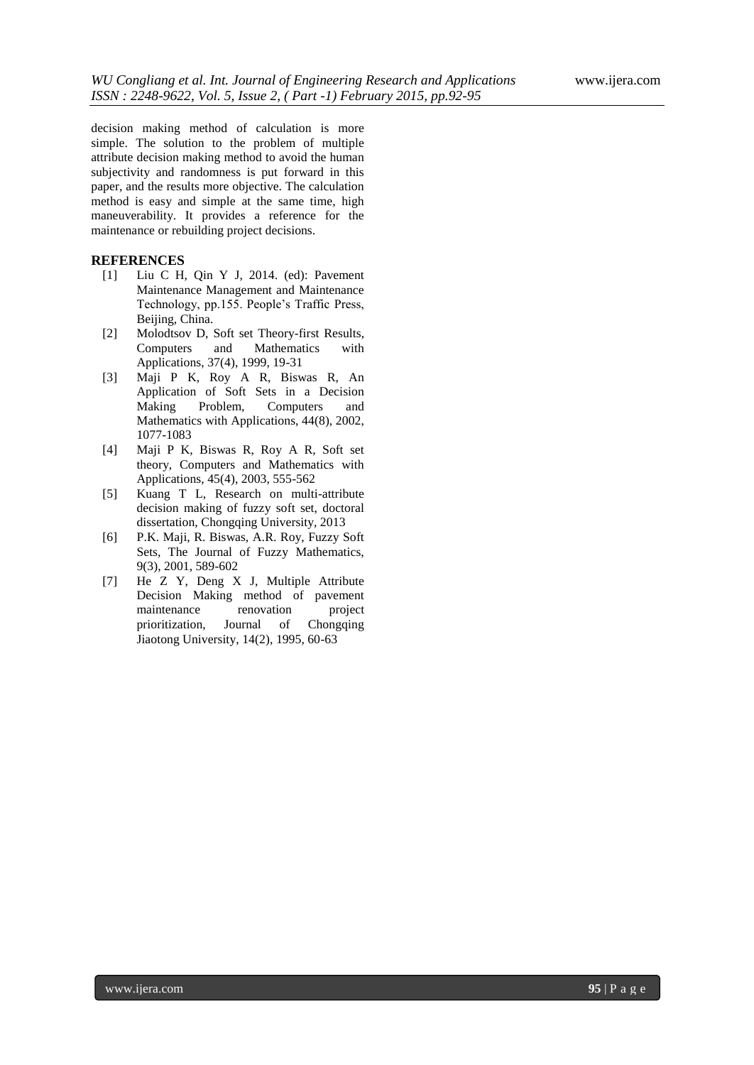decision making method of calculation is more simple. The solution to the problem of multiple attribute decision making method to avoid the human subjectivity and randomness is put forward in this paper, and the results more objective. The calculation method is easy and simple at the same time, high maneuverability. It provides a reference for the maintenance or rebuilding project decisions.

## REFERENCES

[1] Liu C H, Qin Y J, 2014. (ed): Pavement Maintenance Management and Maintenance Technology, pp.155. People's Traffic Press, Beijing, China.

[2] Molodtsov D, Soft set Theory-first Results, Computers and Mathematics with Applications, 37(4), 1999, 19-31

[3] Maji P K, Roy A R, Biswas R, An Application of Soft Sets in a Decision Making Problem, Computers and Mathematics with Applications, 44(8), 2002, 1077-1083

[4] Maji P K, Biswas R, Roy A R, Soft set theory, Computers and Mathematics with Applications, 45(4), 2003, 555-562

[5] Kuang T L, Research on multi-attribute decision making of fuzzy soft set, doctoral dissertation, Chongqing University, 2013

[6] P.K. Maji, R. Biswas, A.R. Roy, Fuzzy Soft Sets, The Journal of Fuzzy Mathematics, 9(3), 2001, 589-602

[7] He Z Y, Deng X J, Multiple Attribute Decision Making method of pavement maintenance renovation project prioritization, Journal of Chongqing Jiaotong University, 14(2), 1995, 60-63